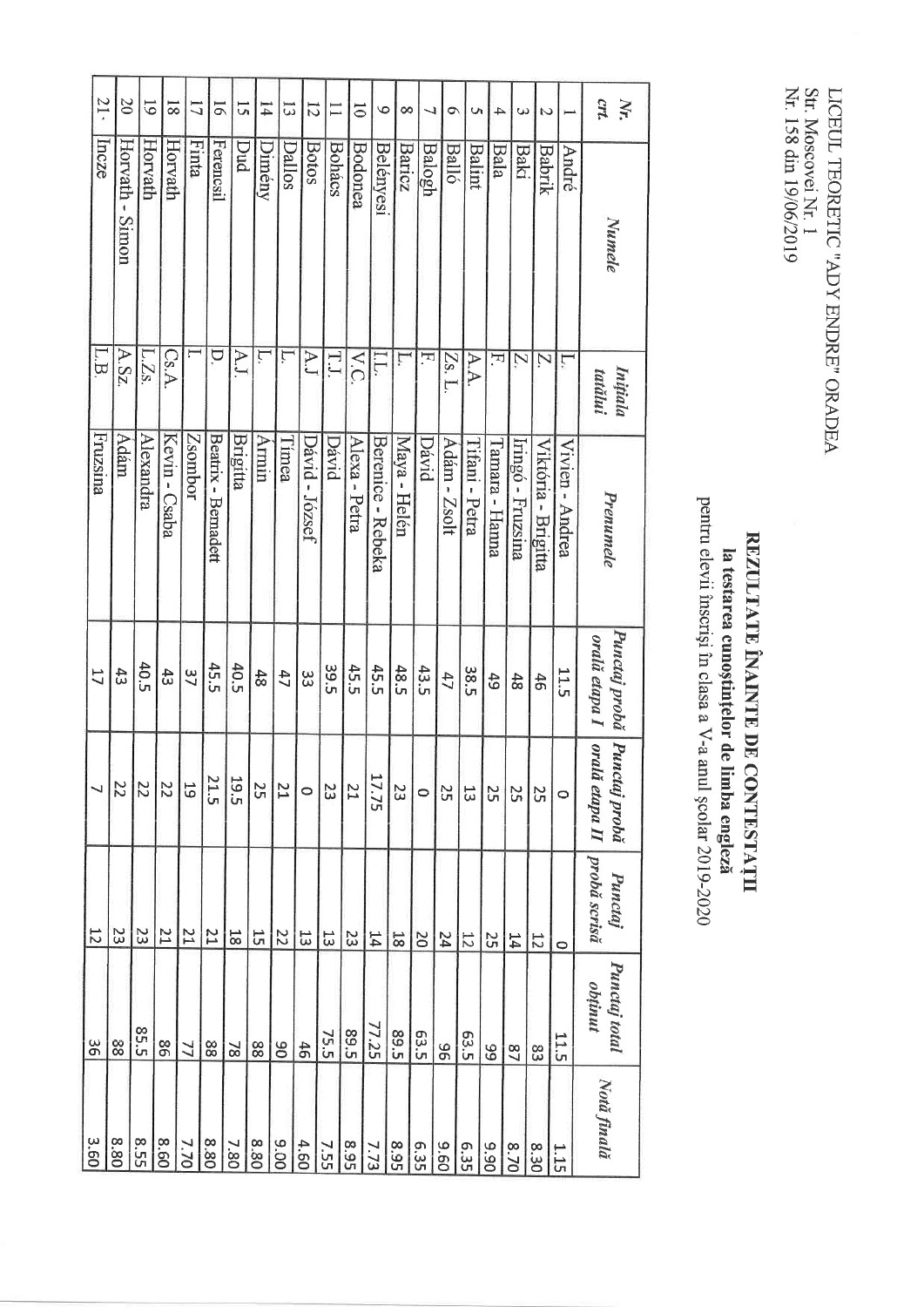LICEUL TEORETIC "ADY ENDRE" ORADEA
Str. Moscovei Nr. 1
Nr. 158 din 19/06/2019

# REZULTATE ÎNAINTE DE CONTESTAȚII
## la testarea cunoștințelor de limba engleză
pentru elevii înscriși în clasa a V-a anul școlar 2019-2020

| Nr. crt. | Numele | Inițiala tatălui | Prenumele | Punctaj probă orală etapa I | Punctaj probă orală etapa II | Punctaj probă scrisă | Punctaj total obținut | Notă finală |
|---|---|---|---|---|---|---|---|---|
| 1 | André | L. | Vivien - Andrea | 11.5 | 0 | 0 | 11.5 | 1.15 |
| 2 | Babrik | Z. | Viktória - Brigitta | 46 | 25 | 12 | 83 | 8.30 |
| 3 | Baki | Z. | Iringó - Fruzsina | 48 | 25 | 14 | 87 | 8.70 |
| 4 | Bala | F. | Tamara - Hanna | 49 | 25 | 25 | 99 | 9.90 |
| 5 | Balint | A.A. | Tifani - Petra | 38.5 | 13 | 12 | 63.5 | 6.35 |
| 6 | Balló | Zs. L. | Adám - Zsolt | 47 | 25 | 24 | 96 | 9.60 |
| 7 | Balogh | F. | Dávid | 43.5 | 0 | 20 | 63.5 | 6.35 |
| 8 | Baricz | L. | Maya - Helén | 48.5 | 23 | 18 | 89.5 | 8.95 |
| 9 | Belényesi | I.L. | Berenice - Rebeka | 45.5 | 17.75 | 14 | 77.25 | 7.73 |
| 10 | Bodonea | V.C. | Alexa - Petra | 45.5 | 21 | 23 | 89.5 | 8.95 |
| 11 | Bohács | T.J. | Dávid | 39.5 | 23 | 13 | 75.5 | 7.55 |
| 12 | Botos | A.J. | Dávid - József | 33 | 0 | 13 | 46 | 4.60 |
| 13 | Dallos | L. | Tímea | 47 | 21 | 22 | 90 | 9.00 |
| 14 | Dimény | L. | Ármin | 48 | 25 | 15 | 88 | 8.80 |
| 15 | Dud | A.J. | Brigitta | 40.5 | 19.5 | 18 | 78 | 7.80 |
| 16 | Ferencsik | D. | Beatrix - Bernadett | 45.5 | 21.5 | 21 | 88 | 8.80 |
| 17 | Finta | I. | Zsombor | 37 | 19 | 21 | 77 | 7.70 |
| 18 | Horvath | Cs.A. | Kevin - Csaba | 43 | 22 | 21 | 86 | 8.60 |
| 19 | Horvath | L.Zs. | Alexandra | 40.5 | 22 | 23 | 85.5 | 8.55 |
| 20 | Horvath - Simon | A.Sz. | Ádám | 43 | 22 | 23 | 88 | 8.80 |
| 21 | Ineze | L.B. | Fruzsina | 17 | 7 | 12 | 36 | 3.60 |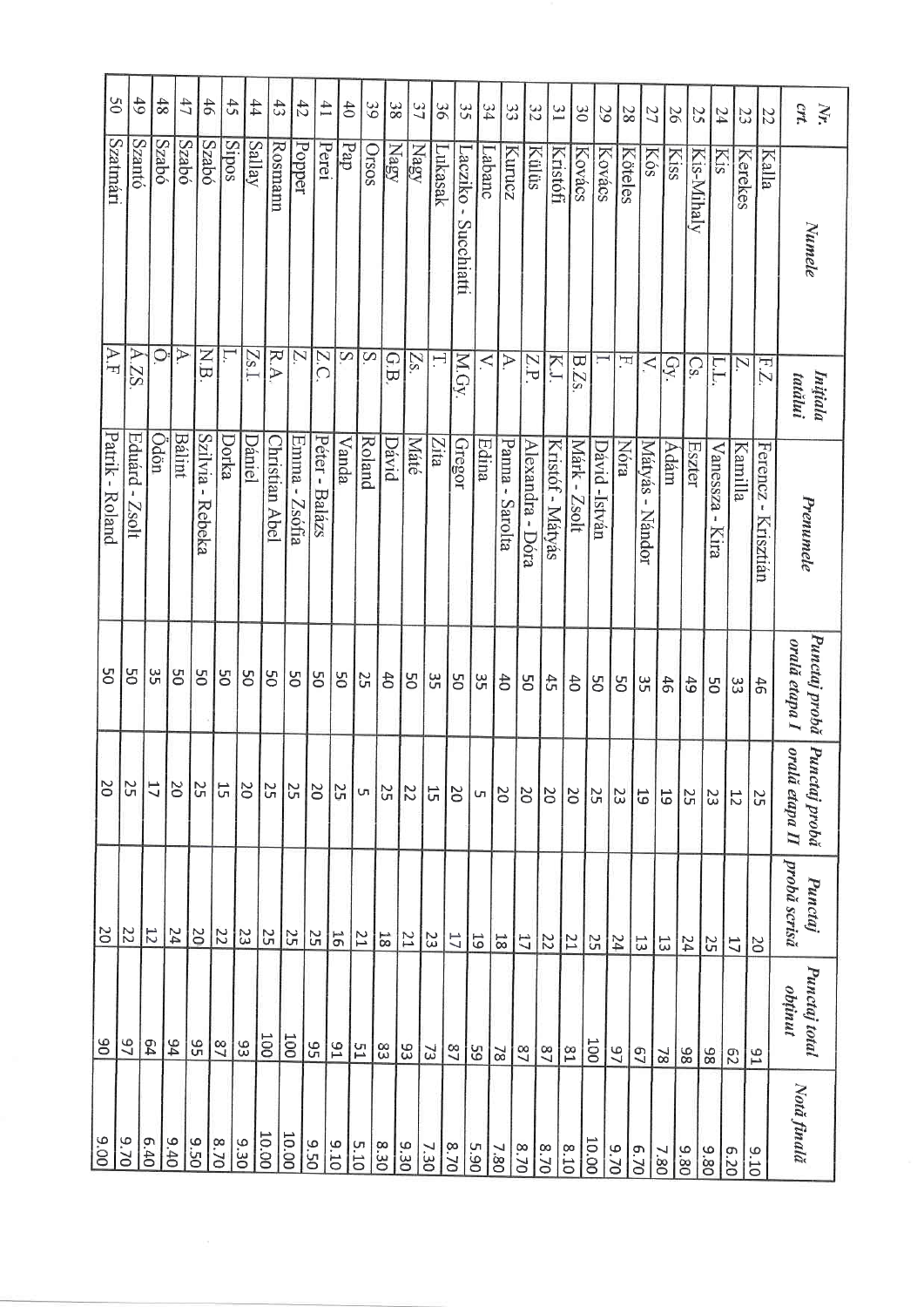| Nr. crt. | Numele | Inițiala tatălui | Prenumele | Punctaj probă orală etapa I | Punctaj probă orală etapa II | Punctaj probă scrisă | Punctaj total obținut | Notă finală |
|---|---|---|---|---|---|---|---|---|
| 22 | Kalla | F.Z. | Ferencz - Krisztián | 46 | 25 | 20 | 91 | 9.10 |
| 23 | Kerekes | Z. | Kamilla | 33 | 12 | 17 | 62 | 6.20 |
| 24 | Kis | L.L. | Vanessza - Kira | 50 | 23 | 25 | 98 | 9.80 |
| 25 | Kis-Mihaly | Cs. | Eszter | 49 | 25 | 24 | 98 | 9.80 |
| 26 | Kiss | Gy. | Ádám | 46 | 19 | 13 | 78 | 7.80 |
| 27 | Kós | V. | Mátyás - Nándor | 35 | 19 | 13 | 67 | 6.70 |
| 28 | Köteles | F. | Nóra | 50 | 23 | 24 | 97 | 9.70 |
| 29 | Kovács | I. | Dávid -István | 50 | 25 | 25 | 100 | 10.00 |
| 30 | Kovács | B.Zs. | Márk - Zsolt | 40 | 20 | 21 | 81 | 8.10 |
| 31 | Kristófi | K.J. | Kristóf - Mátyás | 45 | 20 | 22 | 87 | 8.70 |
| 32 | Külüs | Z.P. | Alexandra - Dóra | 50 | 20 | 17 | 87 | 8.70 |
| 33 | Kurucz | A. | Panna - Sarolta | 40 | 20 | 18 | 78 | 7.80 |
| 34 | Labanc | V. | Edina | 35 | 5 | 19 | 59 | 5.90 |
| 35 | Laczko - Succhiatti | M.Gy. | Gregor | 50 | 20 | 17 | 87 | 8.70 |
| 36 | Lukasak | T. | Zita | 35 | 15 | 23 | 73 | 7.30 |
| 37 | Nagy | Zs. | Máté | 50 | 22 | 21 | 93 | 9.30 |
| 38 | Nagy | G.B. | Dávid | 40 | 25 | 18 | 83 | 8.30 |
| 39 | Orsos | S. | Roland | 25 | 5 | 21 | 51 | 5.10 |
| 40 | Pap | S. | Vanda | 50 | 25 | 16 | 91 | 9.10 |
| 41 | Perei | Z.C. | Péter - Balázs | 50 | 20 | 25 | 95 | 9.50 |
| 42 | Popper | Z. | Emma - Zsófia | 50 | 25 | 25 | 100 | 10.00 |
| 43 | Rosmann | R.A. | Christian Ábel | 50 | 25 | 25 | 100 | 10.00 |
| 44 | Sallay | Zs.I. | Dániel | 50 | 20 | 23 | 93 | 9.30 |
| 45 | Sipos | L. | Dorka | 50 | 15 | 22 | 87 | 8.70 |
| 46 | Szabó | N.B. | Szilvia - Rebeka | 50 | 25 | 20 | 95 | 9.50 |
| 47 | Szabó | A. | Bálint | 50 | 20 | 24 | 94 | 9.40 |
| 48 | Szabó | Ö. | Ödön | 35 | 17 | 12 | 64 | 6.40 |
| 49 | Szantó | A.ZS. | Eduárd - Zsolt | 50 | 25 | 22 | 97 | 9.70 |
| 50 | Szatmári | A.F. | Patrik - Roland | 50 | 20 | 20 | 90 | 9.00 |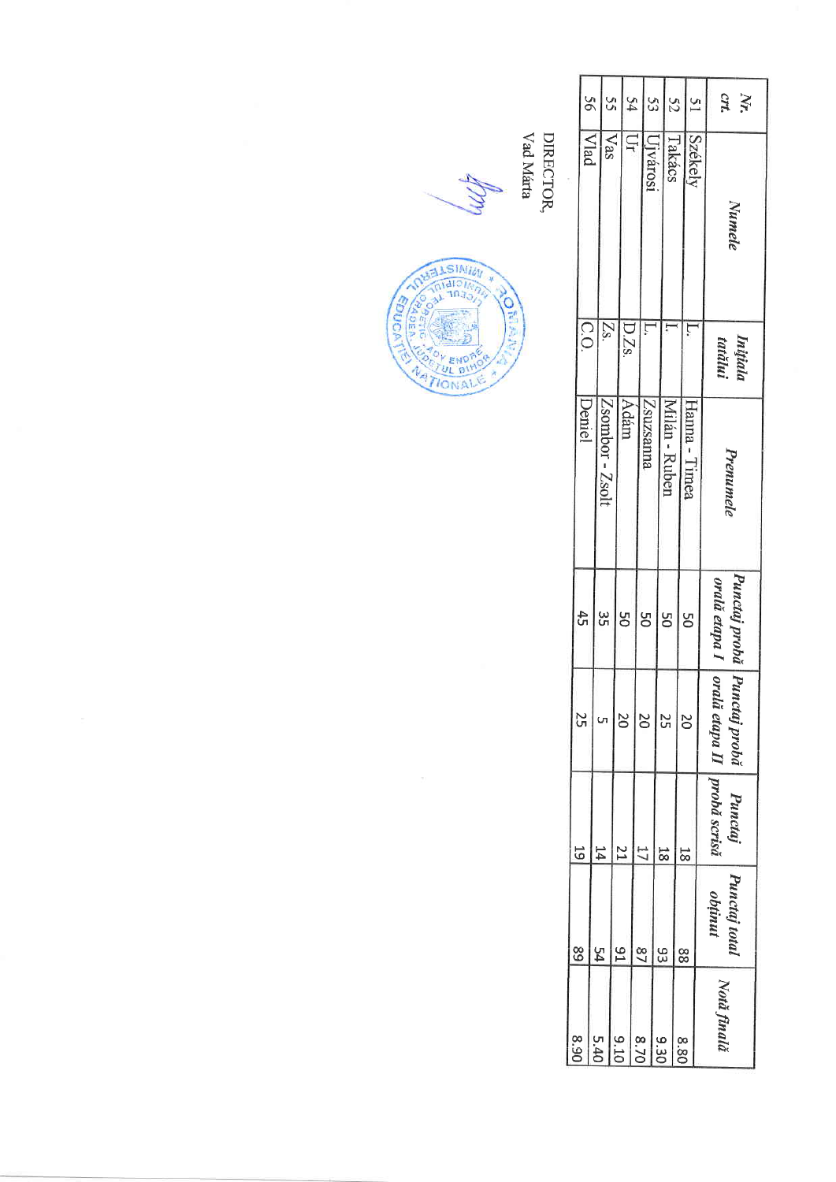| Nr. crt. | Numele | Inițiala tatălui | Prenumele | Punctaj probă orală etapa I | Punctaj probă orală etapa II | Punctaj probă scrisă | Punctaj total obținut | Notă finală |
|---|---|---|---|---|---|---|---|---|
| 51 | Székely | L. | Hanna - Tímea | 50 | 20 | 18 | 88 | 8.80 |
| 52 | Takács | I. | Milán - Ruben | 50 | 25 | 18 | 93 | 9.30 |
| 53 | Újvárosi | L. | Zsuzsanna | 50 | 20 | 17 | 87 | 8.70 |
| 54 | Úr | D.Zs. | Ádám | 50 | 20 | 21 | 91 | 9.10 |
| 55 | Vas | Zs. | Zsombor - Zsolt | 35 | 5 | 14 | 54 | 5.40 |
| 56 | Vlad | C.O. | Deniel | 45 | 25 | 19 | 89 | 8.90 |

DIRECTOR,
Vad Márta